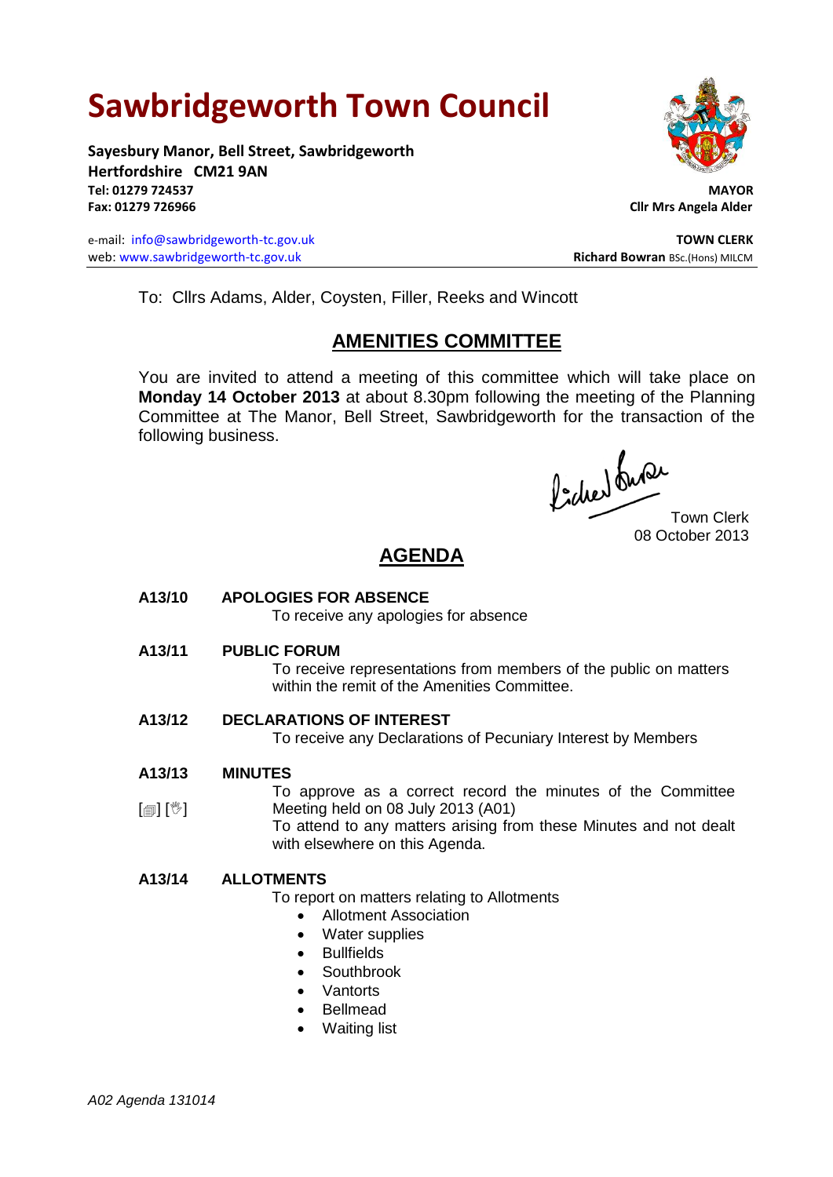# Sawbridgeworth Town Council

**Sayesbury Manor, Bell Street, Sawbridgeworth**
**Hertfordshire CM21 9AN**
**Tel: 01279 724537**
**Fax: 01279 726966**

e-mail: info@sawbridgeworth-tc.gov.uk
web: www.sawbridgeworth-tc.gov.uk

**MAYOR**
**Cllr Mrs Angela Alder**

**TOWN CLERK**
**Richard Bowran** BSc.(Hons) MILCM

To: Cllrs Adams, Alder, Coysten, Filler, Reeks and Wincott

## AMENITIES COMMITTEE

You are invited to attend a meeting of this committee which will take place on **Monday 14 October 2013** at about 8.30pm following the meeting of the Planning Committee at The Manor, Bell Street, Sawbridgeworth for the transaction of the following business.

Town Clerk
08 October 2013

## AGENDA

**A13/10 APOLOGIES FOR ABSENCE**

To receive any apologies for absence

**A13/11 PUBLIC FORUM**

To receive representations from members of the public on matters within the remit of the Amenities Committee.

**A13/12 DECLARATIONS OF INTEREST**

To receive any Declarations of Pecuniary Interest by Members

**A13/13 MINUTES**

[] []

To approve as a correct record the minutes of the Committee Meeting held on 08 July 2013 (A01)

To attend to any matters arising from these Minutes and not dealt with elsewhere on this Agenda.

**A13/14 ALLOTMENTS**

To report on matters relating to Allotments

- Allotment Association
- Water supplies
- Bullfields
- Southbrook
- Vantorts
- Bellmead
- Waiting list

*A02 Agenda 131014*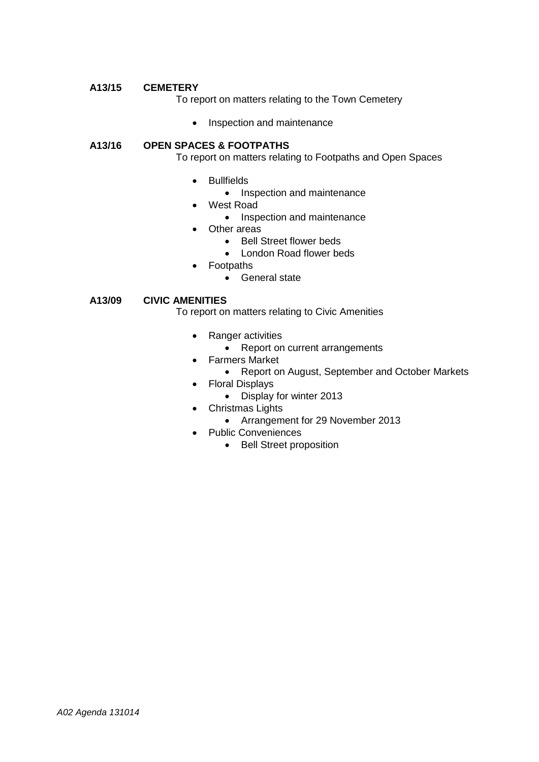**A13/15 CEMETERY**

To report on matters relating to the Town Cemetery

- Inspection and maintenance

**A13/16 OPEN SPACES & FOOTPATHS**

To report on matters relating to Footpaths and Open Spaces

- Bullfields
  - Inspection and maintenance
- West Road
  - Inspection and maintenance
- Other areas
  - Bell Street flower beds
  - London Road flower beds
- Footpaths
  - General state

**A13/09 CIVIC AMENITIES**

To report on matters relating to Civic Amenities

- Ranger activities
  - Report on current arrangements
- Farmers Market
  - Report on August, September and October Markets
- Floral Displays
  - Display for winter 2013
- Christmas Lights
  - Arrangement for 29 November 2013
- Public Conveniences
  - Bell Street proposition